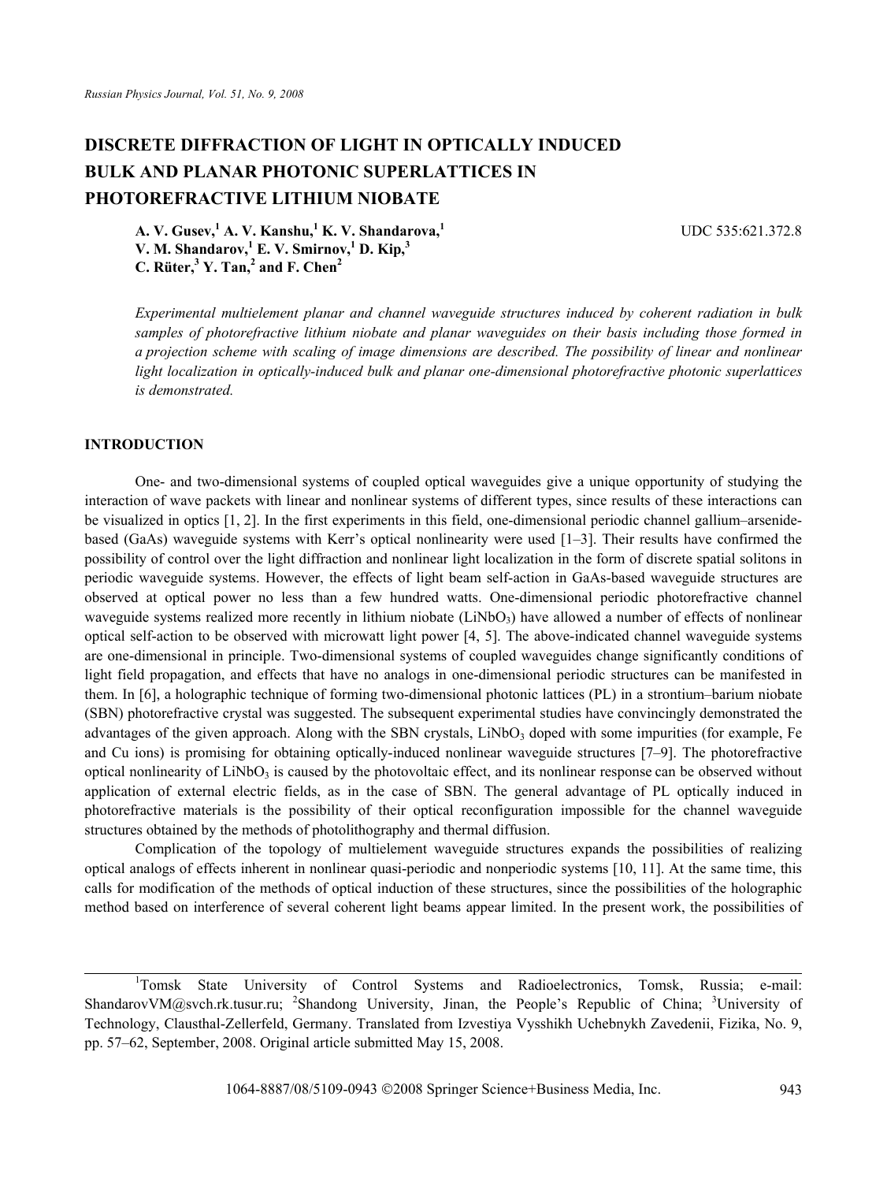# DISCRETE DIFFRACTION OF LIGHT IN OPTICALLY INDUCED BULK AND PLANAR PHOTONIC SUPERLATTICES IN PHOTOREFRACTIVE LITHIUM NIOBATE

**A. V. Gusev,[1] A. V. Kanshu,[1] K. V. Shandarova,[1] V. M. Shandarov,[1] E. V. Smirnov,[1] D. Kip,[3] C. Rüter,[3] Y. Tan,[2] and F. Chen[2]**

UDC 535:621.372.8

*Experimental multielement planar and channel waveguide structures induced by coherent radiation in bulk samples of photorefractive lithium niobate and planar waveguides on their basis including those formed in a projection scheme with scaling of image dimensions are described. The possibility of linear and nonlinear light localization in optically-induced bulk and planar one-dimensional photorefractive photonic superlattices is demonstrated.*

## INTRODUCTION

One- and two-dimensional systems of coupled optical waveguides give a unique opportunity of studying the interaction of wave packets with linear and nonlinear systems of different types, since results of these interactions can be visualized in optics [1, 2]. In the first experiments in this field, one-dimensional periodic channel gallium–arsenide-based (GaAs) waveguide systems with Kerr's optical nonlinearity were used [1–3]. Their results have confirmed the possibility of control over the light diffraction and nonlinear light localization in the form of discrete spatial solitons in periodic waveguide systems. However, the effects of light beam self-action in GaAs-based waveguide structures are observed at optical power no less than a few hundred watts. One-dimensional periodic photorefractive channel waveguide systems realized more recently in lithium niobate ($LiNbO_3$) have allowed a number of effects of nonlinear optical self-action to be observed with microwatt light power [4, 5]. The above-indicated channel waveguide systems are one-dimensional in principle. Two-dimensional systems of coupled waveguides change significantly conditions of light field propagation, and effects that have no analogs in one-dimensional periodic structures can be manifested in them. In [6], a holographic technique of forming two-dimensional photonic lattices (PL) in a strontium–barium niobate (SBN) photorefractive crystal was suggested. The subsequent experimental studies have convincingly demonstrated the advantages of the given approach. Along with the SBN crystals, $LiNbO_3$ doped with some impurities (for example, Fe and Cu ions) is promising for obtaining optically-induced nonlinear waveguide structures [7–9]. The photorefractive optical nonlinearity of $LiNbO_3$ is caused by the photovoltaic effect, and its nonlinear response can be observed without application of external electric fields, as in the case of SBN. The general advantage of PL optically induced in photorefractive materials is the possibility of their optical reconfiguration impossible for the channel waveguide structures obtained by the methods of photolithography and thermal diffusion.

Complication of the topology of multielement waveguide structures expands the possibilities of realizing optical analogs of effects inherent in nonlinear quasi-periodic and nonperiodic systems [10, 11]. At the same time, this calls for modification of the methods of optical induction of these structures, since the possibilities of the holographic method based on interference of several coherent light beams appear limited. In the present work, the possibilities of

---

[1]Tomsk State University of Control Systems and Radioelectronics, Tomsk, Russia; e-mail: ShandarovVM@svch.rk.tusur.ru; [2]Shandong University, Jinan, the People's Republic of China; [3]University of Technology, Clausthal-Zellerfeld, Germany. Translated from Izvestiya Vysshikh Uchebnykh Zavedenii, Fizika, No. 9, pp. 57–62, September, 2008. Original article submitted May 15, 2008.

1064-8887/08/5109-0943 ©2008 Springer Science+Business Media, Inc.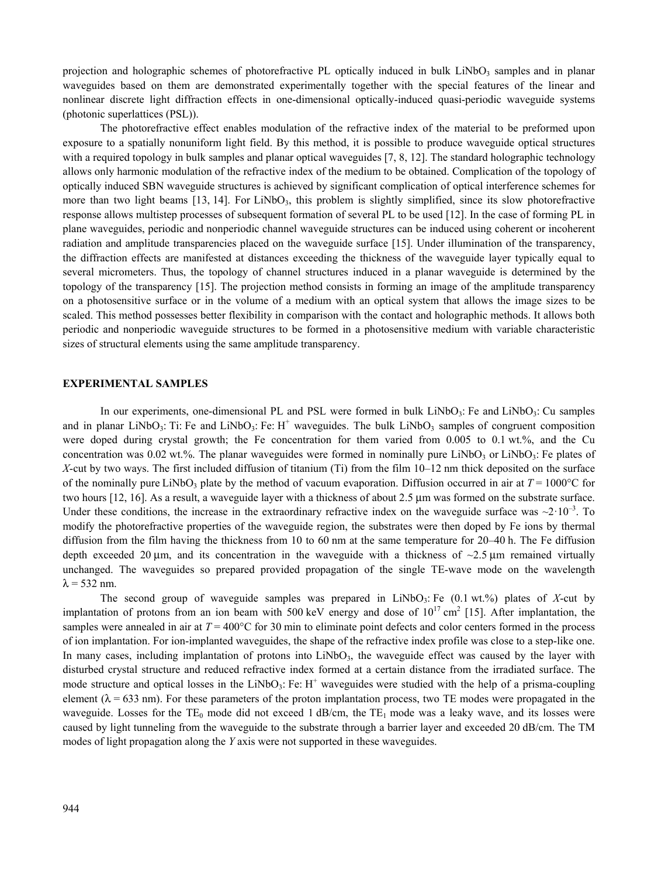projection and holographic schemes of photorefractive PL optically induced in bulk $LiNbO_3$ samples and in planar waveguides based on them are demonstrated experimentally together with the special features of the linear and nonlinear discrete light diffraction effects in one-dimensional optically-induced quasi-periodic waveguide systems (photonic superlattices (PSL)).

The photorefractive effect enables modulation of the refractive index of the material to be preformed upon exposure to a spatially nonuniform light field. By this method, it is possible to produce waveguide optical structures with a required topology in bulk samples and planar optical waveguides [7, 8, 12]. The standard holographic technology allows only harmonic modulation of the refractive index of the medium to be obtained. Complication of the topology of optically induced SBN waveguide structures is achieved by significant complication of optical interference schemes for more than two light beams [13, 14]. For $LiNbO_3$, this problem is slightly simplified, since its slow photorefractive response allows multistep processes of subsequent formation of several PL to be used [12]. In the case of forming PL in plane waveguides, periodic and nonperiodic channel waveguide structures can be induced using coherent or incoherent radiation and amplitude transparencies placed on the waveguide surface [15]. Under illumination of the transparency, the diffraction effects are manifested at distances exceeding the thickness of the waveguide layer typically equal to several micrometers. Thus, the topology of channel structures induced in a planar waveguide is determined by the topology of the transparency [15]. The projection method consists in forming an image of the amplitude transparency on a photosensitive surface or in the volume of a medium with an optical system that allows the image sizes to be scaled. This method possesses better flexibility in comparison with the contact and holographic methods. It allows both periodic and nonperiodic waveguide structures to be formed in a photosensitive medium with variable characteristic sizes of structural elements using the same amplitude transparency.

## EXPERIMENTAL SAMPLES

In our experiments, one-dimensional PL and PSL were formed in bulk $LiNbO_3$: Fe and $LiNbO_3$: Cu samples and in planar $LiNbO_3$: Ti: Fe and $LiNbO_3$: Fe: $H^+$ waveguides. The bulk $LiNbO_3$ samples of congruent composition were doped during crystal growth; the Fe concentration for them varied from 0.005 to 0.1 wt.%, and the Cu concentration was 0.02 wt.%. The planar waveguides were formed in nominally pure $LiNbO_3$ or $LiNbO_3$: Fe plates of *X*-cut by two ways. The first included diffusion of titanium (Ti) from the film 10–12 nm thick deposited on the surface of the nominally pure $LiNbO_3$ plate by the method of vacuum evaporation. Diffusion occurred in air at $T = 1000°C$ for two hours [12, 16]. As a result, a waveguide layer with a thickness of about 2.5 μm was formed on the substrate surface. Under these conditions, the increase in the extraordinary refractive index on the waveguide surface was $\sim 2 \cdot 10^{-3}$. To modify the photorefractive properties of the waveguide region, the substrates were then doped by Fe ions by thermal diffusion from the film having the thickness from 10 to 60 nm at the same temperature for 20–40 h. The Fe diffusion depth exceeded 20 μm, and its concentration in the waveguide with a thickness of ~2.5 μm remained virtually unchanged. The waveguides so prepared provided propagation of the single TE-wave mode on the wavelength $\lambda = 532$ nm.

The second group of waveguide samples was prepared in $LiNbO_3$: Fe (0.1 wt.%) plates of *X*-cut by implantation of protons from an ion beam with 500 keV energy and dose of $10^{17}$ $cm^2$ [15]. After implantation, the samples were annealed in air at $T = 400°C$ for 30 min to eliminate point defects and color centers formed in the process of ion implantation. For ion-implanted waveguides, the shape of the refractive index profile was close to a step-like one. In many cases, including implantation of protons into $LiNbO_3$, the waveguide effect was caused by the layer with disturbed crystal structure and reduced refractive index formed at a certain distance from the irradiated surface. The mode structure and optical losses in the $LiNbO_3$: Fe: $H^+$ waveguides were studied with the help of a prisma-coupling element ($\lambda = 633$ nm). For these parameters of the proton implantation process, two TE modes were propagated in the waveguide. Losses for the $TE_0$ mode did not exceed 1 dB/cm, the $TE_1$ mode was a leaky wave, and its losses were caused by light tunneling from the waveguide to the substrate through a barrier layer and exceeded 20 dB/cm. The TM modes of light propagation along the *Y* axis were not supported in these waveguides.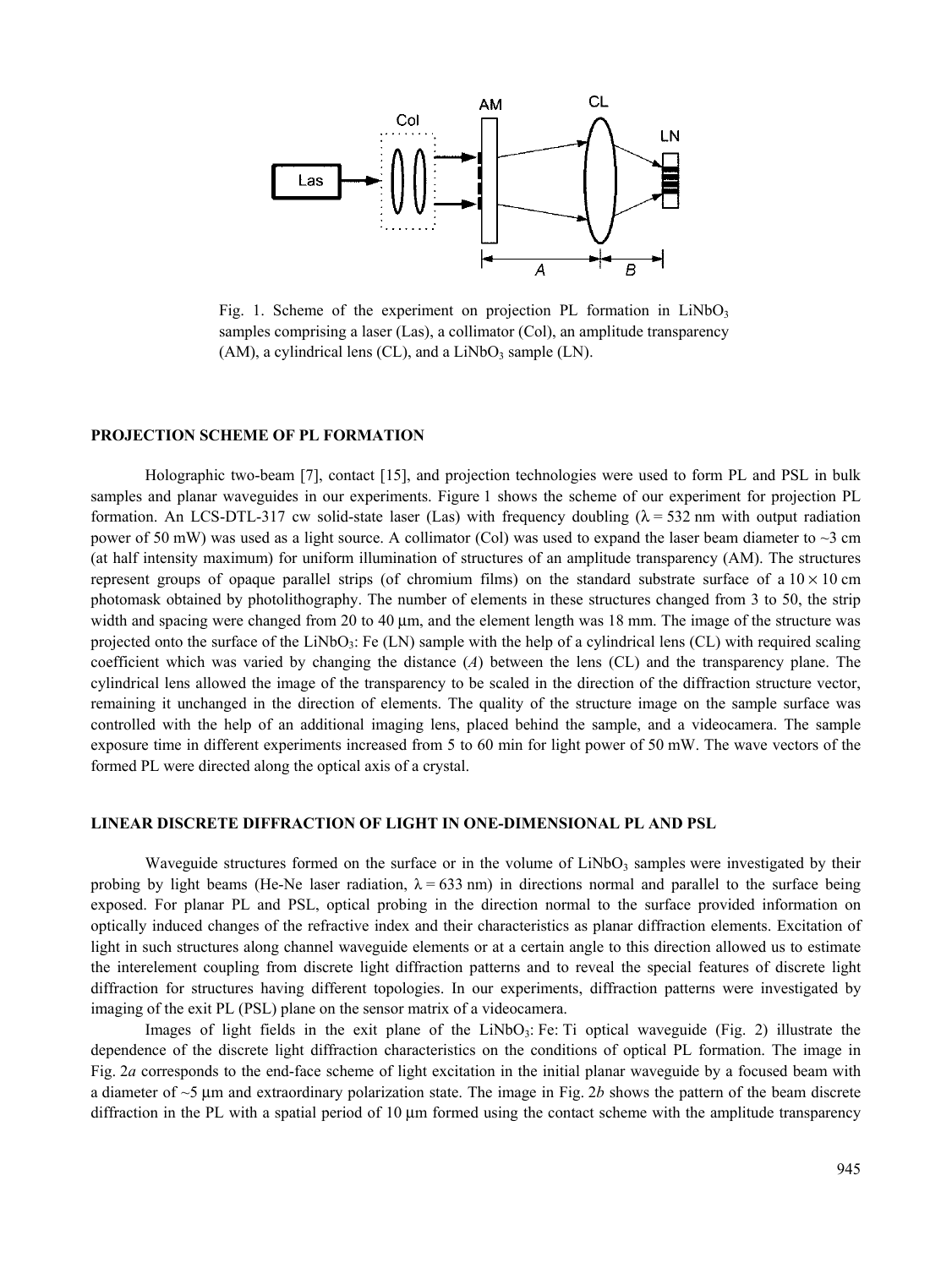Fig. 1. Scheme of the experiment on projection PL formation in $LiNbO_3$ samples comprising a laser (Las), a collimator (Col), an amplitude transparency (AM), a cylindrical lens (CL), and a $LiNbO_3$ sample (LN).

## PROJECTION SCHEME OF PL FORMATION

Holographic two-beam [7], contact [15], and projection technologies were used to form PL and PSL in bulk samples and planar waveguides in our experiments. Figure 1 shows the scheme of our experiment for projection PL formation. An LCS-DTL-317 cw solid-state laser (Las) with frequency doubling ($\lambda = 532$ nm with output radiation power of 50 mW) was used as a light source. A collimator (Col) was used to expand the laser beam diameter to ~3 cm (at half intensity maximum) for uniform illumination of structures of an amplitude transparency (AM). The structures represent groups of opaque parallel strips (of chromium films) on the standard substrate surface of a $10 \times 10$ cm photomask obtained by photolithography. The number of elements in these structures changed from 3 to 50, the strip width and spacing were changed from 20 to 40 μm, and the element length was 18 mm. The image of the structure was projected onto the surface of the $LiNbO_3$: Fe (LN) sample with the help of a cylindrical lens (CL) with required scaling coefficient which was varied by changing the distance (*A*) between the lens (CL) and the transparency plane. The cylindrical lens allowed the image of the transparency to be scaled in the direction of the diffraction structure vector, remaining it unchanged in the direction of elements. The quality of the structure image on the sample surface was controlled with the help of an additional imaging lens, placed behind the sample, and a videocamera. The sample exposure time in different experiments increased from 5 to 60 min for light power of 50 mW. The wave vectors of the formed PL were directed along the optical axis of a crystal.

## LINEAR DISCRETE DIFFRACTION OF LIGHT IN ONE-DIMENSIONAL PL AND PSL

Waveguide structures formed on the surface or in the volume of $LiNbO_3$ samples were investigated by their probing by light beams (He-Ne laser radiation, $\lambda = 633$ nm) in directions normal and parallel to the surface being exposed. For planar PL and PSL, optical probing in the direction normal to the surface provided information on optically induced changes of the refractive index and their characteristics as planar diffraction elements. Excitation of light in such structures along channel waveguide elements or at a certain angle to this direction allowed us to estimate the interelement coupling from discrete light diffraction patterns and to reveal the special features of discrete light diffraction for structures having different topologies. In our experiments, diffraction patterns were investigated by imaging of the exit PL (PSL) plane on the sensor matrix of a videocamera.

Images of light fields in the exit plane of the $LiNbO_3$: Fe: Ti optical waveguide (Fig. 2) illustrate the dependence of the discrete light diffraction characteristics on the conditions of optical PL formation. The image in Fig. 2*a* corresponds to the end-face scheme of light excitation in the initial planar waveguide by a focused beam with a diameter of ~5 μm and extraordinary polarization state. The image in Fig. 2*b* shows the pattern of the beam discrete diffraction in the PL with a spatial period of 10 μm formed using the contact scheme with the amplitude transparency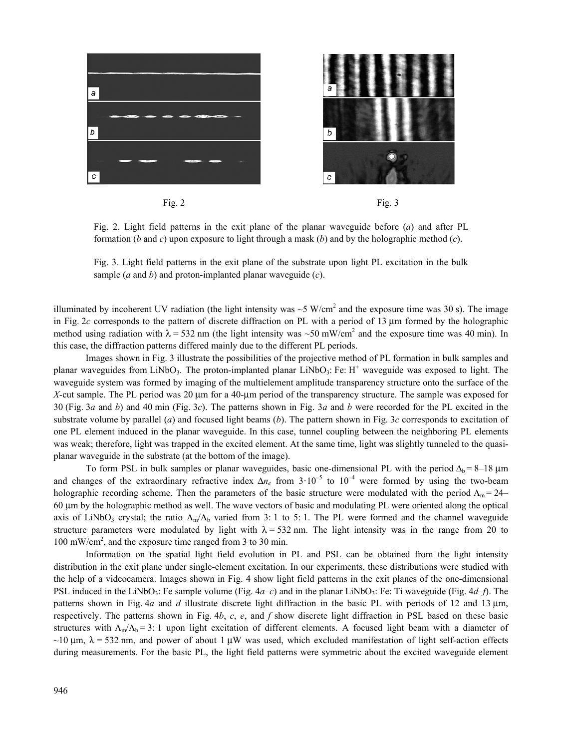Fig. 2

Fig. 3

Fig. 2. Light field patterns in the exit plane of the planar waveguide before (*a*) and after PL formation (*b* and *c*) upon exposure to light through a mask (*b*) and by the holographic method (*c*).

Fig. 3. Light field patterns in the exit plane of the substrate upon light PL excitation in the bulk sample (*a* and *b*) and proton-implanted planar waveguide (*c*).

illuminated by incoherent UV radiation (the light intensity was ~5 W/cm$^2$ and the exposure time was 30 s). The image in Fig. 2*c* corresponds to the pattern of discrete diffraction on PL with a period of 13 μm formed by the holographic method using radiation with $\lambda = 532$ nm (the light intensity was ~50 mW/cm$^2$ and the exposure time was 40 min). In this case, the diffraction patterns differed mainly due to the different PL periods.

Images shown in Fig. 3 illustrate the possibilities of the projective method of PL formation in bulk samples and planar waveguides from $LiNbO_3$. The proton-implanted planar $LiNbO_3$: Fe: $H^+$ waveguide was exposed to light. The waveguide system was formed by imaging of the multielement amplitude transparency structure onto the surface of the *X*-cut sample. The PL period was 20 μm for a 40-μm period of the transparency structure. The sample was exposed for 30 (Fig. 3*a* and *b*) and 40 min (Fig. 3*c*). The patterns shown in Fig. 3*a* and *b* were recorded for the PL excited in the substrate volume by parallel (*a*) and focused light beams (*b*). The pattern shown in Fig. 3*c* corresponds to excitation of one PL element induced in the planar waveguide. In this case, tunnel coupling between the neighboring PL elements was weak; therefore, light was trapped in the excited element. At the same time, light was slightly tunneled to the quasi-planar waveguide in the substrate (at the bottom of the image).

To form PSL in bulk samples or planar waveguides, basic one-dimensional PL with the period $\Delta_b = 8$–$18$ μm and changes of the extraordinary refractive index $\Delta n_e$ from $3 \cdot 10^{-5}$ to $10^{-4}$ were formed by using the two-beam holographic recording scheme. Then the parameters of the basic structure were modulated with the period $\Lambda_m = 24$–$60$ μm by the holographic method as well. The wave vectors of basic and modulating PL were oriented along the optical axis of $LiNbO_3$ crystal; the ratio $\Lambda_m/\Lambda_b$ varied from 3: 1 to 5: 1. The PL were formed and the channel waveguide structure parameters were modulated by light with $\lambda = 532$ nm. The light intensity was in the range from 20 to 100 mW/cm$^2$, and the exposure time ranged from 3 to 30 min.

Information on the spatial light field evolution in PL and PSL can be obtained from the light intensity distribution in the exit plane under single-element excitation. In our experiments, these distributions were studied with the help of a videocamera. Images shown in Fig. 4 show light field patterns in the exit planes of the one-dimensional PSL induced in the $LiNbO_3$: Fe sample volume (Fig. 4*a*–*c*) and in the planar $LiNbO_3$: Fe: Ti waveguide (Fig. 4*d*–*f*). The patterns shown in Fig. 4*a* and *d* illustrate discrete light diffraction in the basic PL with periods of 12 and 13 μm, respectively. The patterns shown in Fig. 4*b*, *c*, *e*, and *f* show discrete light diffraction in PSL based on these basic structures with $\Lambda_m/\Lambda_b = 3$: 1 upon light excitation of different elements. A focused light beam with a diameter of ~10 μm, $\lambda = 532$ nm, and power of about 1 μW was used, which excluded manifestation of light self-action effects during measurements. For the basic PL, the light field patterns were symmetric about the excited waveguide element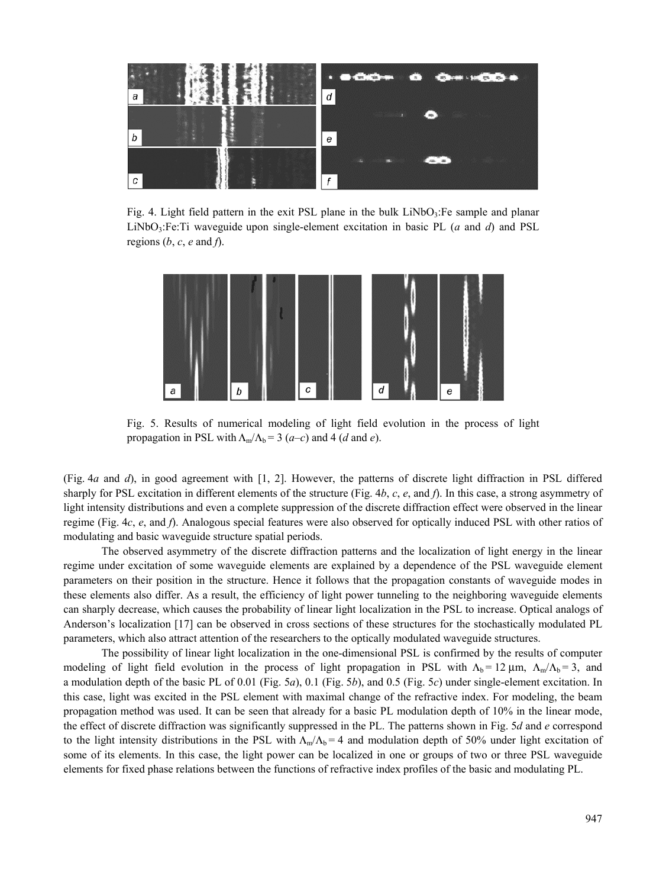Fig. 4. Light field pattern in the exit PSL plane in the bulk $LiNbO_3$:Fe sample and planar $LiNbO_3$:Fe:Ti waveguide upon single-element excitation in basic PL (*a* and *d*) and PSL regions (*b*, *c*, *e* and *f*).

Fig. 5. Results of numerical modeling of light field evolution in the process of light propagation in PSL with $\Lambda_m/\Lambda_b = 3$ (*a*–*c*) and 4 (*d* and *e*).

(Fig. 4*a* and *d*), in good agreement with [1, 2]. However, the patterns of discrete light diffraction in PSL differed sharply for PSL excitation in different elements of the structure (Fig. 4*b*, *c*, *e*, and *f*). In this case, a strong asymmetry of light intensity distributions and even a complete suppression of the discrete diffraction effect were observed in the linear regime (Fig. 4*c*, *e*, and *f*). Analogous special features were also observed for optically induced PSL with other ratios of modulating and basic waveguide structure spatial periods.

The observed asymmetry of the discrete diffraction patterns and the localization of light energy in the linear regime under excitation of some waveguide elements are explained by a dependence of the PSL waveguide element parameters on their position in the structure. Hence it follows that the propagation constants of waveguide modes in these elements also differ. As a result, the efficiency of light power tunneling to the neighboring waveguide elements can sharply decrease, which causes the probability of linear light localization in the PSL to increase. Optical analogs of Anderson's localization [17] can be observed in cross sections of these structures for the stochastically modulated PL parameters, which also attract attention of the researchers to the optically modulated waveguide structures.

The possibility of linear light localization in the one-dimensional PSL is confirmed by the results of computer modeling of light field evolution in the process of light propagation in PSL with $\Lambda_b = 12$ μm, $\Lambda_m/\Lambda_b = 3$, and a modulation depth of the basic PL of 0.01 (Fig. 5*a*), 0.1 (Fig. 5*b*), and 0.5 (Fig. 5*c*) under single-element excitation. In this case, light was excited in the PSL element with maximal change of the refractive index. For modeling, the beam propagation method was used. It can be seen that already for a basic PL modulation depth of 10% in the linear mode, the effect of discrete diffraction was significantly suppressed in the PL. The patterns shown in Fig. 5*d* and *e* correspond to the light intensity distributions in the PSL with $\Lambda_m/\Lambda_b = 4$ and modulation depth of 50% under light excitation of some of its elements. In this case, the light power can be localized in one or groups of two or three PSL waveguide elements for fixed phase relations between the functions of refractive index profiles of the basic and modulating PL.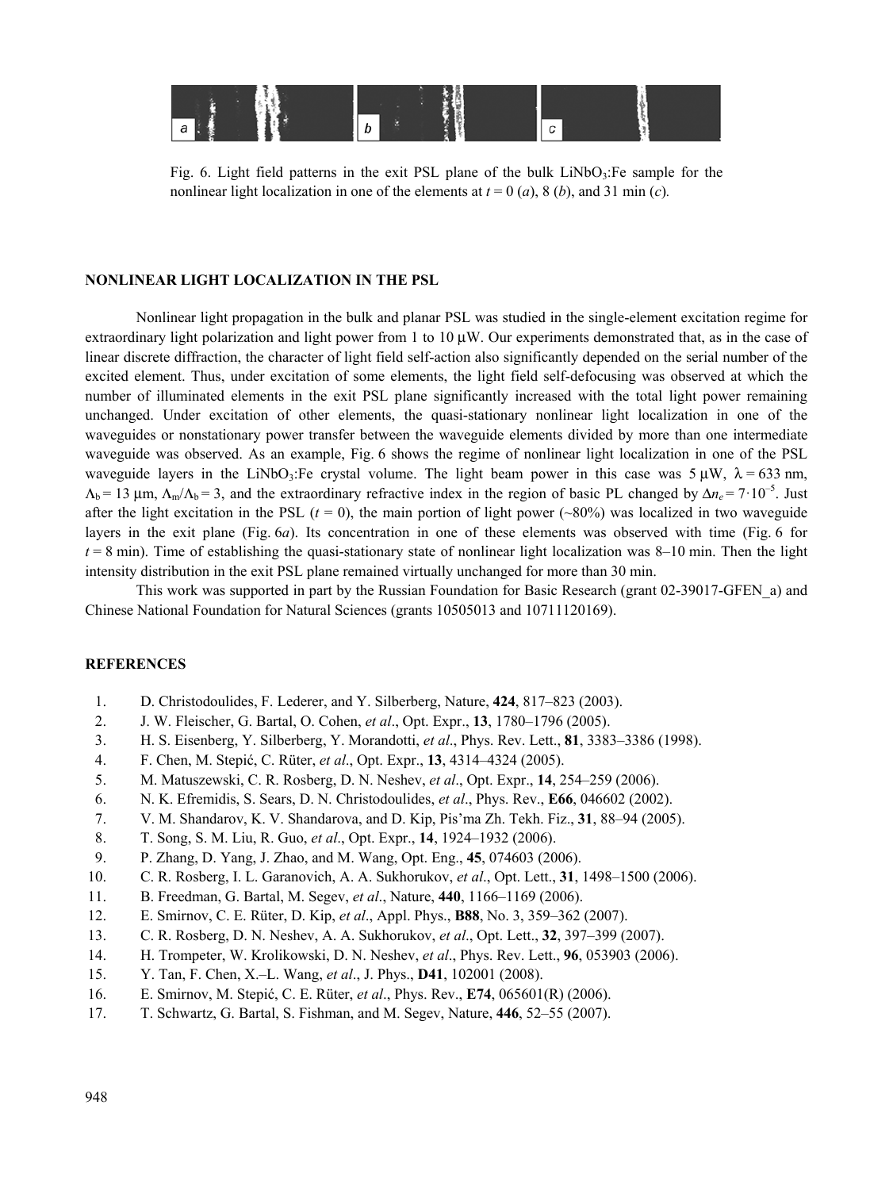Fig. 6. Light field patterns in the exit PSL plane of the bulk $LiNbO_3$:Fe sample for the nonlinear light localization in one of the elements at $t = 0$ (*a*), 8 (*b*), and 31 min (*c*).

## NONLINEAR LIGHT LOCALIZATION IN THE PSL

Nonlinear light propagation in the bulk and planar PSL was studied in the single-element excitation regime for extraordinary light polarization and light power from 1 to 10 μW. Our experiments demonstrated that, as in the case of linear discrete diffraction, the character of light field self-action also significantly depended on the serial number of the excited element. Thus, under excitation of some elements, the light field self-defocusing was observed at which the number of illuminated elements in the exit PSL plane significantly increased with the total light power remaining unchanged. Under excitation of other elements, the quasi-stationary nonlinear light localization in one of the waveguides or nonstationary power transfer between the waveguide elements divided by more than one intermediate waveguide was observed. As an example, Fig. 6 shows the regime of nonlinear light localization in one of the PSL waveguide layers in the $LiNbO_3$:Fe crystal volume. The light beam power in this case was 5 μW, $\lambda = 633$ nm, $\Lambda_b = 13$ μm, $\Lambda_m/\Lambda_b = 3$, and the extraordinary refractive index in the region of basic PL changed by $\Delta n_e = 7\cdot10^{-5}$. Just after the light excitation in the PSL ($t = 0$), the main portion of light power (~80%) was localized in two waveguide layers in the exit plane (Fig. 6*a*). Its concentration in one of these elements was observed with time (Fig. 6 for $t = 8$ min). Time of establishing the quasi-stationary state of nonlinear light localization was 8–10 min. Then the light intensity distribution in the exit PSL plane remained virtually unchanged for more than 30 min.

This work was supported in part by the Russian Foundation for Basic Research (grant 02-39017-GFEN_a) and Chinese National Foundation for Natural Sciences (grants 10505013 and 10711120169).

## REFERENCES

1. D. Christodoulides, F. Lederer, and Y. Silberberg, Nature, **424**, 817–823 (2003).
2. J. W. Fleischer, G. Bartal, O. Cohen, *et al*., Opt. Expr., **13**, 1780–1796 (2005).
3. H. S. Eisenberg, Y. Silberberg, Y. Morandotti, *et al*., Phys. Rev. Lett., **81**, 3383–3386 (1998).
4. F. Chen, M. Stepić, C. Rüter, *et al*., Opt. Expr., **13**, 4314–4324 (2005).
5. M. Matuszewski, C. R. Rosberg, D. N. Neshev, *et al*., Opt. Expr., **14**, 254–259 (2006).
6. N. K. Efremidis, S. Sears, D. N. Christodoulides, *et al*., Phys. Rev., **E66**, 046602 (2002).
7. V. M. Shandarov, K. V. Shandarova, and D. Kip, Pis'ma Zh. Tekh. Fiz., **31**, 88–94 (2005).
8. T. Song, S. M. Liu, R. Guo, *et al*., Opt. Expr., **14**, 1924–1932 (2006).
9. P. Zhang, D. Yang, J. Zhao, and M. Wang, Opt. Eng., **45**, 074603 (2006).
10. C. R. Rosberg, I. L. Garanovich, A. A. Sukhorukov, *et al*., Opt. Lett., **31**, 1498–1500 (2006).
11. B. Freedman, G. Bartal, M. Segev, *et al*., Nature, **440**, 1166–1169 (2006).
12. E. Smirnov, C. E. Rüter, D. Kip, *et al*., Appl. Phys., **B88**, No. 3, 359–362 (2007).
13. C. R. Rosberg, D. N. Neshev, A. A. Sukhorukov, *et al*., Opt. Lett., **32**, 397–399 (2007).
14. H. Trompeter, W. Krolikowski, D. N. Neshev, *et al*., Phys. Rev. Lett., **96**, 053903 (2006).
15. Y. Tan, F. Chen, X.–L. Wang, *et al*., J. Phys., **D41**, 102001 (2008).
16. E. Smirnov, M. Stepić, C. E. Rüter, *et al*., Phys. Rev., **E74**, 065601(R) (2006).
17. T. Schwartz, G. Bartal, S. Fishman, and M. Segev, Nature, **446**, 52–55 (2007).